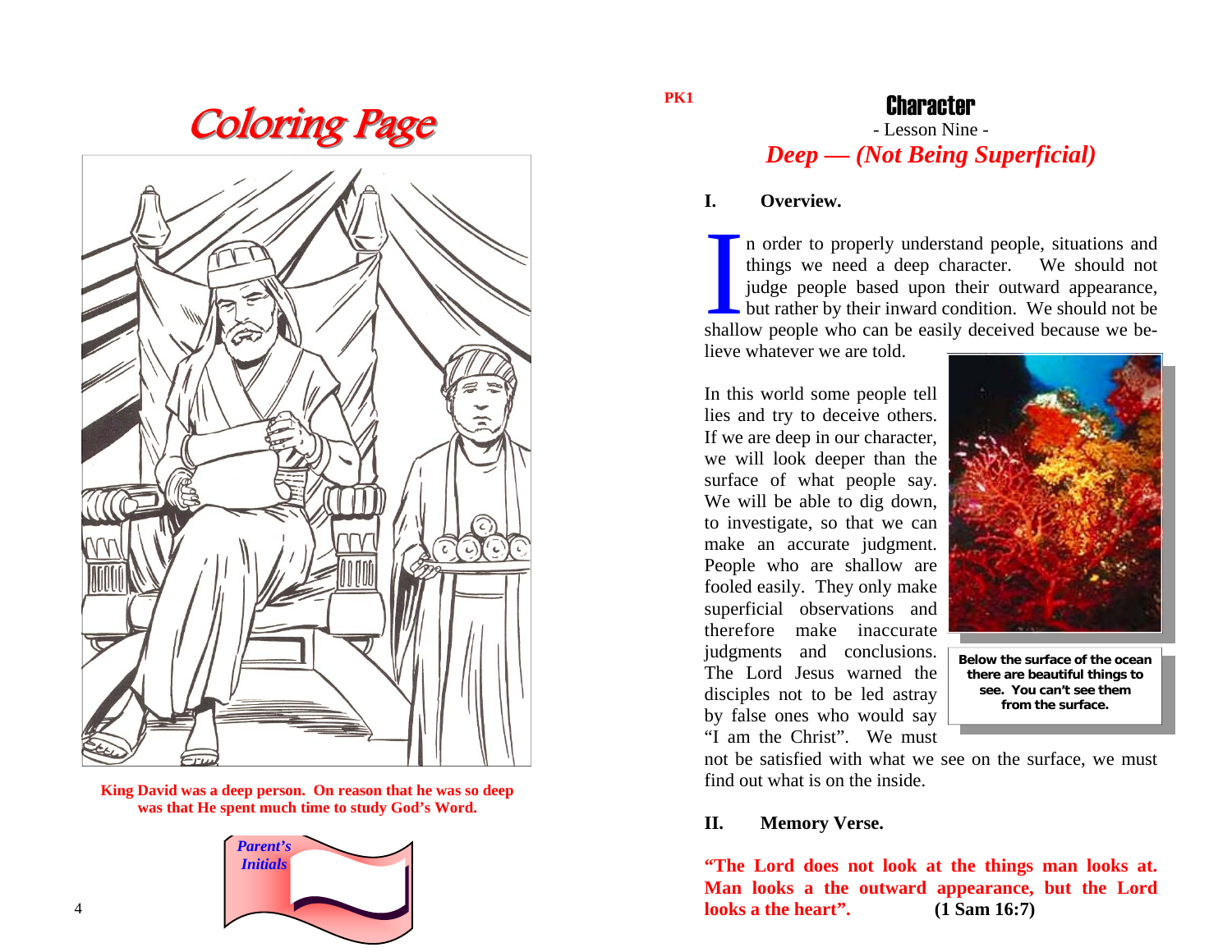# Coloring Page

King David was a deep person. On reason that he was so deep was that He spent much time to study God's Word.

*Parent's Initials*

PK1

# Character

- Lesson Nine -

## *Deep — (Not Being Superficial)*

### I. Overview.

In order to properly understand people, situations and things we need a deep character. We should not judge people based upon their outward appearance, but rather by their inward condition. We should not be shallow people who can be easily deceived because we believe whatever we are told.

In this world some people tell lies and try to deceive others. If we are deep in our character, we will look deeper than the surface of what people say. We will be able to dig down, to investigate, so that we can make an accurate judgment. People who are shallow are fooled easily. They only make superficial observations and therefore make inaccurate judgments and conclusions. The Lord Jesus warned the disciples not to be led astray by false ones who would say "I am the Christ". We must not be satisfied with what we see on the surface, we must find out what is on the inside.

**Below the surface of the ocean there are beautiful things to see. You can't see them from the surface.**

### II. Memory Verse.

**"The Lord does not look at the things man looks at. Man looks a the outward appearance, but the Lord looks a the heart".** **(1 Sam 16:7)**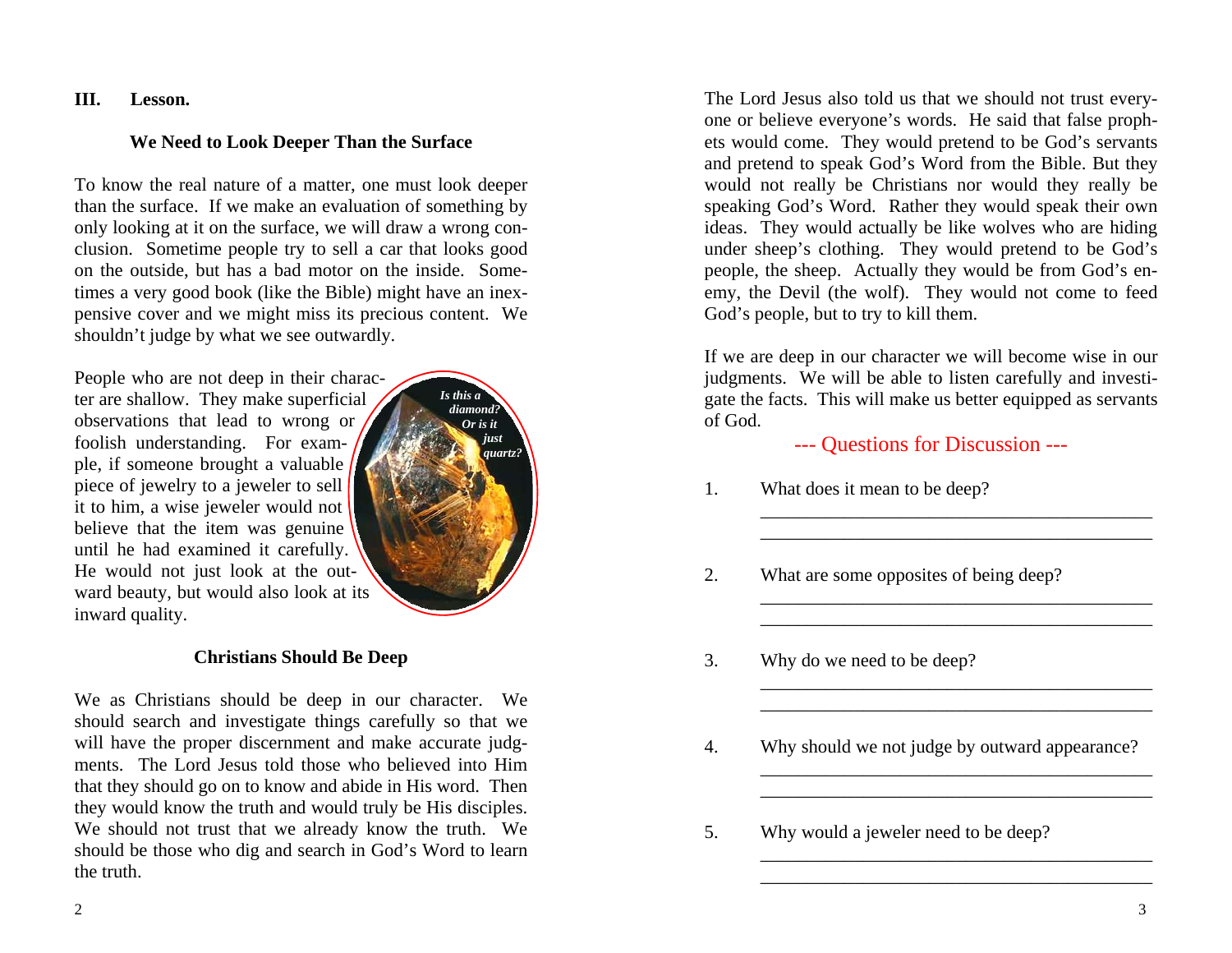## III. Lesson.

### We Need to Look Deeper Than the Surface

To know the real nature of a matter, one must look deeper than the surface. If we make an evaluation of something by only looking at it on the surface, we will draw a wrong conclusion. Sometime people try to sell a car that looks good on the outside, but has a bad motor on the inside. Sometimes a very good book (like the Bible) might have an inexpensive cover and we might miss its precious content. We shouldn't judge by what we see outwardly.

People who are not deep in their character are shallow. They make superficial observations that lead to wrong or foolish understanding. For example, if someone brought a valuable piece of jewelry to a jeweler to sell it to him, a wise jeweler would not believe that the item was genuine until he had examined it carefully. He would not just look at the outward beauty, but would also look at its inward quality.

*Is this a diamond? Or is it just quartz?*

### Christians Should Be Deep

We as Christians should be deep in our character. We should search and investigate things carefully so that we will have the proper discernment and make accurate judgments. The Lord Jesus told those who believed into Him that they should go on to know and abide in His word. Then they would know the truth and would truly be His disciples. We should not trust that we already know the truth. We should be those who dig and search in God's Word to learn the truth.

The Lord Jesus also told us that we should not trust everyone or believe everyone's words. He said that false prophets would come. They would pretend to be God's servants and pretend to speak God's Word from the Bible. But they would not really be Christians nor would they really be speaking God's Word. Rather they would speak their own ideas. They would actually be like wolves who are hiding under sheep's clothing. They would pretend to be God's people, the sheep. Actually they would be from God's enemy, the Devil (the wolf). They would not come to feed God's people, but to try to kill them.

If we are deep in our character we will become wise in our judgments. We will be able to listen carefully and investigate the facts. This will make us better equipped as servants of God.

### --- Questions for Discussion ---

1. What does it mean to be deep?

   ________________________________________________
   ________________________________________________

2. What are some opposites of being deep?

   ________________________________________________
   ________________________________________________

3. Why do we need to be deep?

   ________________________________________________
   ________________________________________________

4. Why should we not judge by outward appearance?

   ________________________________________________
   ________________________________________________

5. Why would a jeweler need to be deep?

   ________________________________________________
   ________________________________________________